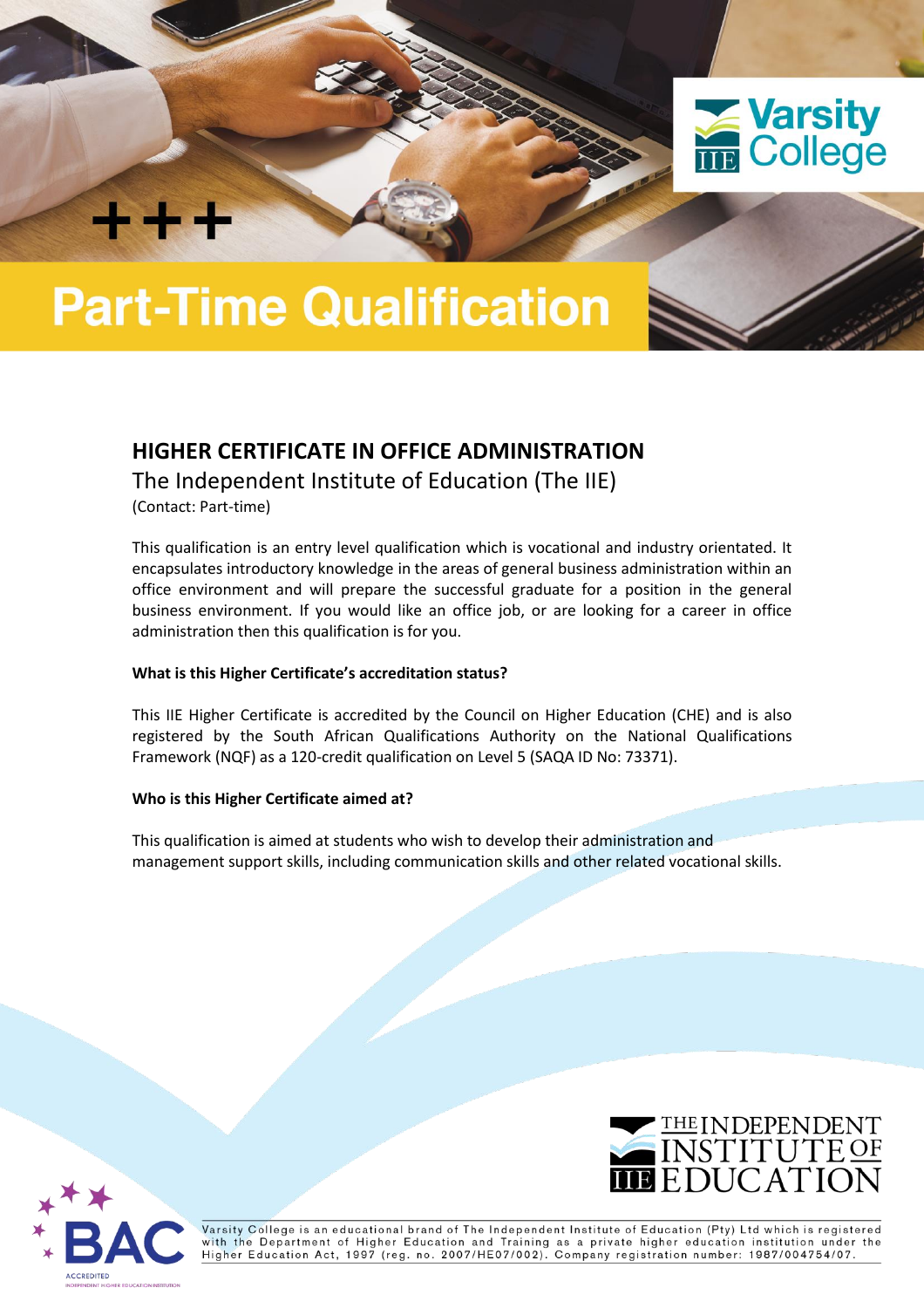# Part-Time Qualification

## HIGHER CERTIFICATE IN OFFICE ADMINISTRATION

The Independent Institute of Education (The IIE)

(Contact: Part-time)

This qualification is an entry level qualification which is vocational and industry orientated. It encapsulates introductory knowledge in the areas of general business administration within an office environment and will prepare the successful graduate for a position in the general business environment. If you would like an office job, or are looking for a career in office administration then this qualification is for you.

**What is this Higher Certificate's accreditation status?**

This IIE Higher Certificate is accredited by the Council on Higher Education (CHE) and is also registered by the South African Qualifications Authority on the National Qualifications Framework (NQF) as a 120-credit qualification on Level 5 (SAQA ID No: 73371).

**Who is this Higher Certificate aimed at?**

This qualification is aimed at students who wish to develop their administration and management support skills, including communication skills and other related vocational skills.

Varsity College is an educational brand of The Independent Institute of Education (Pty) Ltd which is registered with the Department of Higher Education and Training as a private higher education institution under the Higher Education Act, 1997 (reg. no. 2007/HE07/002). Company registration number: 1987/004754/07.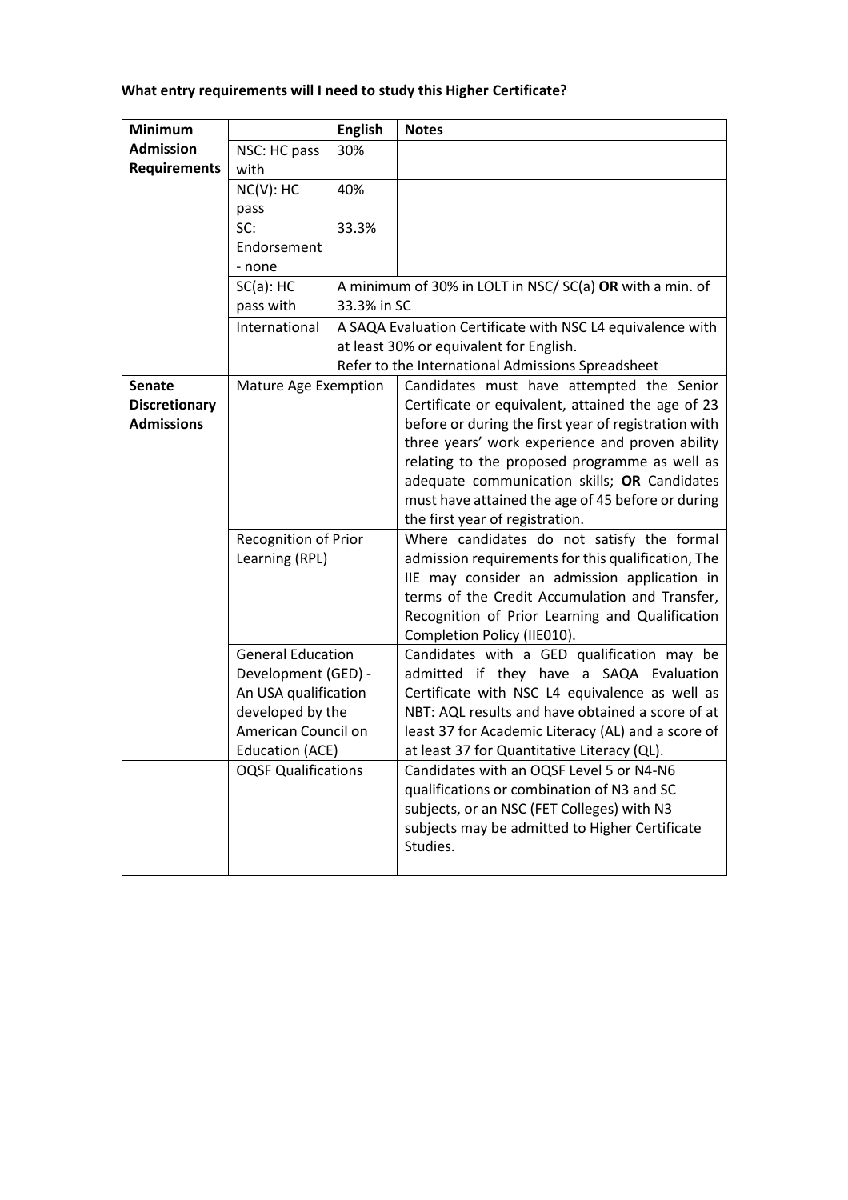**What entry requirements will I need to study this Higher Certificate?**

| Minimum Admission Requirements | | English | Notes |
|---|---|---|---|
| | NSC: HC pass with | 30% | |
| | NC(V): HC pass | 40% | |
| | SC: Endorsement - none | 33.3% | |
| | SC(a): HC pass with | A minimum of 30% in LOLT in NSC/ SC(a) **OR** with a min. of 33.3% in SC | |
| | International | A SAQA Evaluation Certificate with NSC L4 equivalence with at least 30% or equivalent for English. Refer to the International Admissions Spreadsheet | |
| **Senate Discretionary Admissions** | Mature Age Exemption | | Candidates must have attempted the Senior Certificate or equivalent, attained the age of 23 before or during the first year of registration with three years' work experience and proven ability relating to the proposed programme as well as adequate communication skills; **OR** Candidates must have attained the age of 45 before or during the first year of registration. |
| | Recognition of Prior Learning (RPL) | | Where candidates do not satisfy the formal admission requirements for this qualification, The IIE may consider an admission application in terms of the Credit Accumulation and Transfer, Recognition of Prior Learning and Qualification Completion Policy (IIE010). |
| | General Education Development (GED) - An USA qualification developed by the American Council on Education (ACE) | | Candidates with a GED qualification may be admitted if they have a SAQA Evaluation Certificate with NSC L4 equivalence as well as NBT: AQL results and have obtained a score of at least 37 for Academic Literacy (AL) and a score of at least 37 for Quantitative Literacy (QL). |
| | OQSF Qualifications | | Candidates with an OQSF Level 5 or N4-N6 qualifications or combination of N3 and SC subjects, or an NSC (FET Colleges) with N3 subjects may be admitted to Higher Certificate Studies. |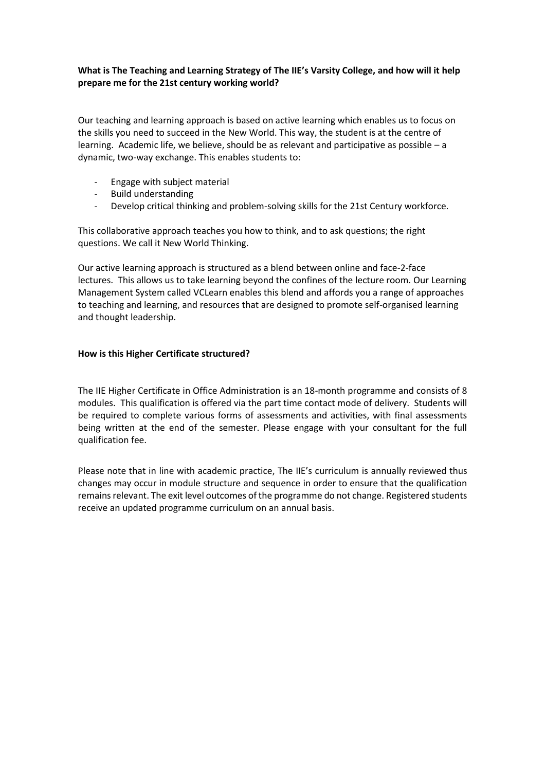**What is The Teaching and Learning Strategy of The IIE's Varsity College, and how will it help prepare me for the 21st century working world?**

Our teaching and learning approach is based on active learning which enables us to focus on the skills you need to succeed in the New World. This way, the student is at the centre of learning. Academic life, we believe, should be as relevant and participative as possible – a dynamic, two-way exchange. This enables students to:

- Engage with subject material
- Build understanding
- Develop critical thinking and problem-solving skills for the 21st Century workforce.

This collaborative approach teaches you how to think, and to ask questions; the right questions. We call it New World Thinking.

Our active learning approach is structured as a blend between online and face-2-face lectures. This allows us to take learning beyond the confines of the lecture room. Our Learning Management System called VCLearn enables this blend and affords you a range of approaches to teaching and learning, and resources that are designed to promote self-organised learning and thought leadership.

**How is this Higher Certificate structured?**

The IIE Higher Certificate in Office Administration is an 18-month programme and consists of 8 modules. This qualification is offered via the part time contact mode of delivery. Students will be required to complete various forms of assessments and activities, with final assessments being written at the end of the semester. Please engage with your consultant for the full qualification fee.

Please note that in line with academic practice, The IIE's curriculum is annually reviewed thus changes may occur in module structure and sequence in order to ensure that the qualification remains relevant. The exit level outcomes of the programme do not change. Registered students receive an updated programme curriculum on an annual basis.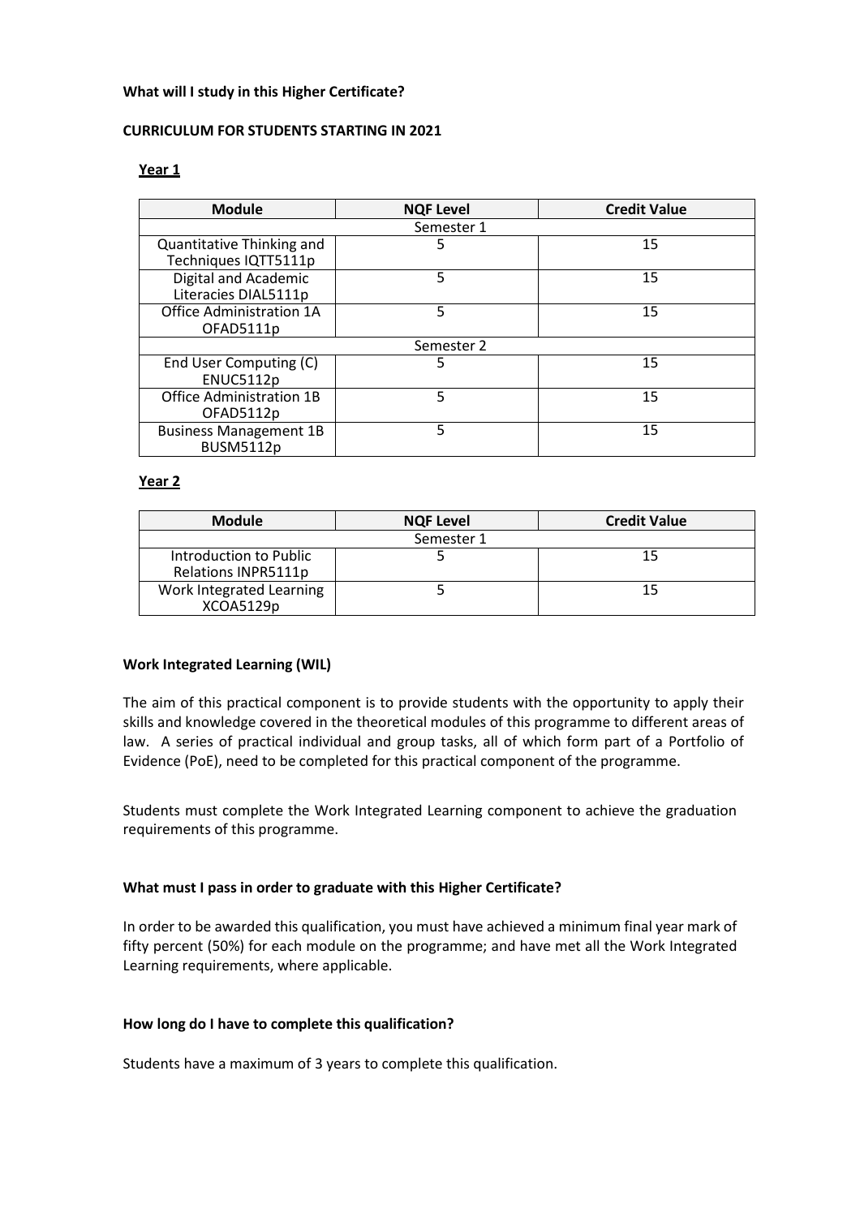**What will I study in this Higher Certificate?**

**CURRICULUM FOR STUDENTS STARTING IN 2021**

**Year 1**

| Module | NQF Level | Credit Value |
|---|---|---|
| Semester 1 | | |
| Quantitative Thinking and Techniques IQTT5111p | 5 | 15 |
| Digital and Academic Literacies DIAL5111p | 5 | 15 |
| Office Administration 1A OFAD5111p | 5 | 15 |
| Semester 2 | | |
| End User Computing (C) ENUC5112p | 5 | 15 |
| Office Administration 1B OFAD5112p | 5 | 15 |
| Business Management 1B BUSM5112p | 5 | 15 |

**Year 2**

| Module | NQF Level | Credit Value |
|---|---|---|
| Semester 1 | | |
| Introduction to Public Relations INPR5111p | 5 | 15 |
| Work Integrated Learning XCOA5129p | 5 | 15 |

**Work Integrated Learning (WIL)**

The aim of this practical component is to provide students with the opportunity to apply their skills and knowledge covered in the theoretical modules of this programme to different areas of law. A series of practical individual and group tasks, all of which form part of a Portfolio of Evidence (PoE), need to be completed for this practical component of the programme.

Students must complete the Work Integrated Learning component to achieve the graduation requirements of this programme.

**What must I pass in order to graduate with this Higher Certificate?**

In order to be awarded this qualification, you must have achieved a minimum final year mark of fifty percent (50%) for each module on the programme; and have met all the Work Integrated Learning requirements, where applicable.

**How long do I have to complete this qualification?**

Students have a maximum of 3 years to complete this qualification.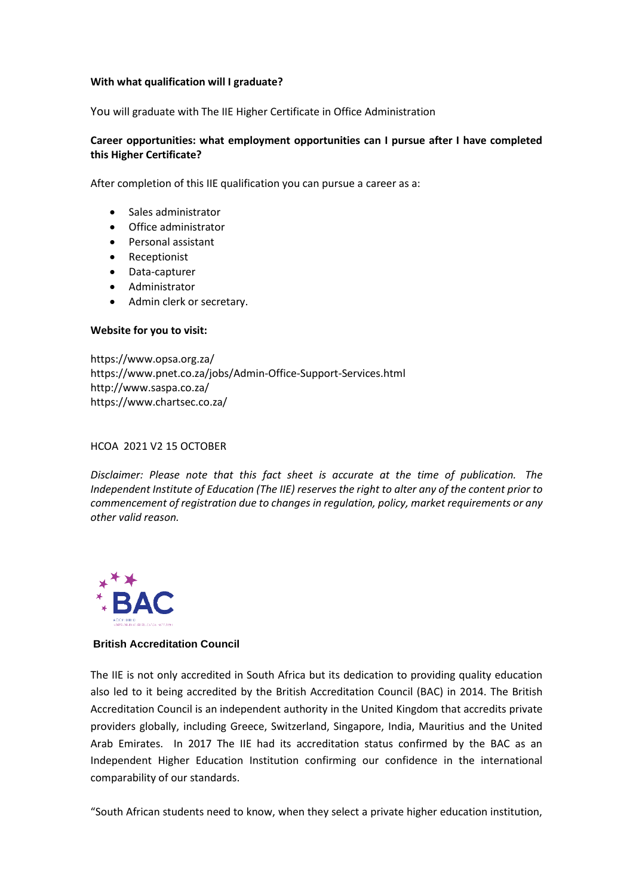**With what qualification will I graduate?**

You will graduate with The IIE Higher Certificate in Office Administration

**Career opportunities: what employment opportunities can I pursue after I have completed this Higher Certificate?**

After completion of this IIE qualification you can pursue a career as a:

- Sales administrator
- Office administrator
- Personal assistant
- Receptionist
- Data-capturer
- Administrator
- Admin clerk or secretary.

**Website for you to visit:**

https://www.opsa.org.za/
https://www.pnet.co.za/jobs/Admin-Office-Support-Services.html
http://www.saspa.co.za/
https://www.chartsec.co.za/

HCOA 2021 V2 15 OCTOBER

*Disclaimer: Please note that this fact sheet is accurate at the time of publication. The Independent Institute of Education (The IIE) reserves the right to alter any of the content prior to commencement of registration due to changes in regulation, policy, market requirements or any other valid reason.*

**British Accreditation Council**

The IIE is not only accredited in South Africa but its dedication to providing quality education also led to it being accredited by the British Accreditation Council (BAC) in 2014. The British Accreditation Council is an independent authority in the United Kingdom that accredits private providers globally, including Greece, Switzerland, Singapore, India, Mauritius and the United Arab Emirates. In 2017 The IIE had its accreditation status confirmed by the BAC as an Independent Higher Education Institution confirming our confidence in the international comparability of our standards.

"South African students need to know, when they select a private higher education institution,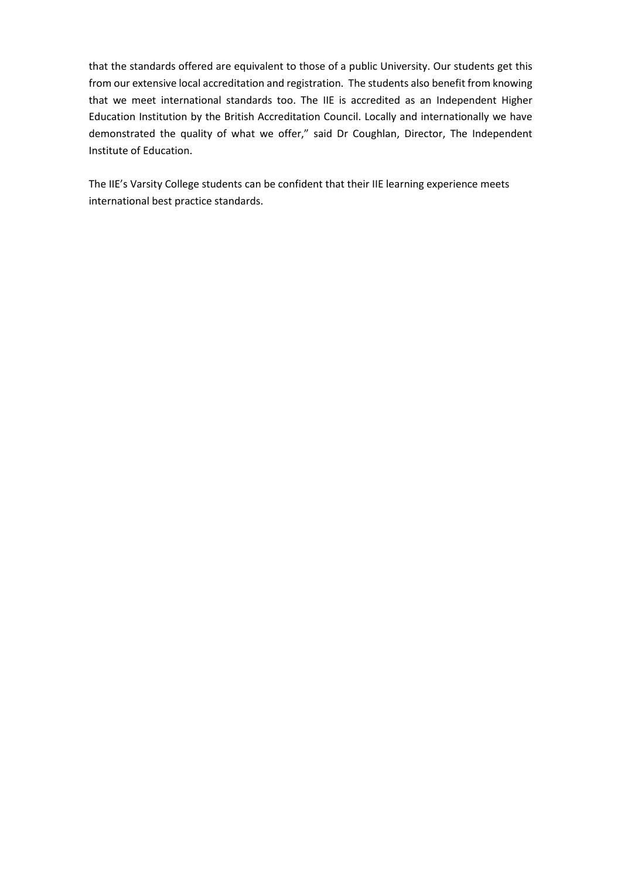that the standards offered are equivalent to those of a public University. Our students get this from our extensive local accreditation and registration. The students also benefit from knowing that we meet international standards too. The IIE is accredited as an Independent Higher Education Institution by the British Accreditation Council. Locally and internationally we have demonstrated the quality of what we offer," said Dr Coughlan, Director, The Independent Institute of Education.

The IIE's Varsity College students can be confident that their IIE learning experience meets international best practice standards.